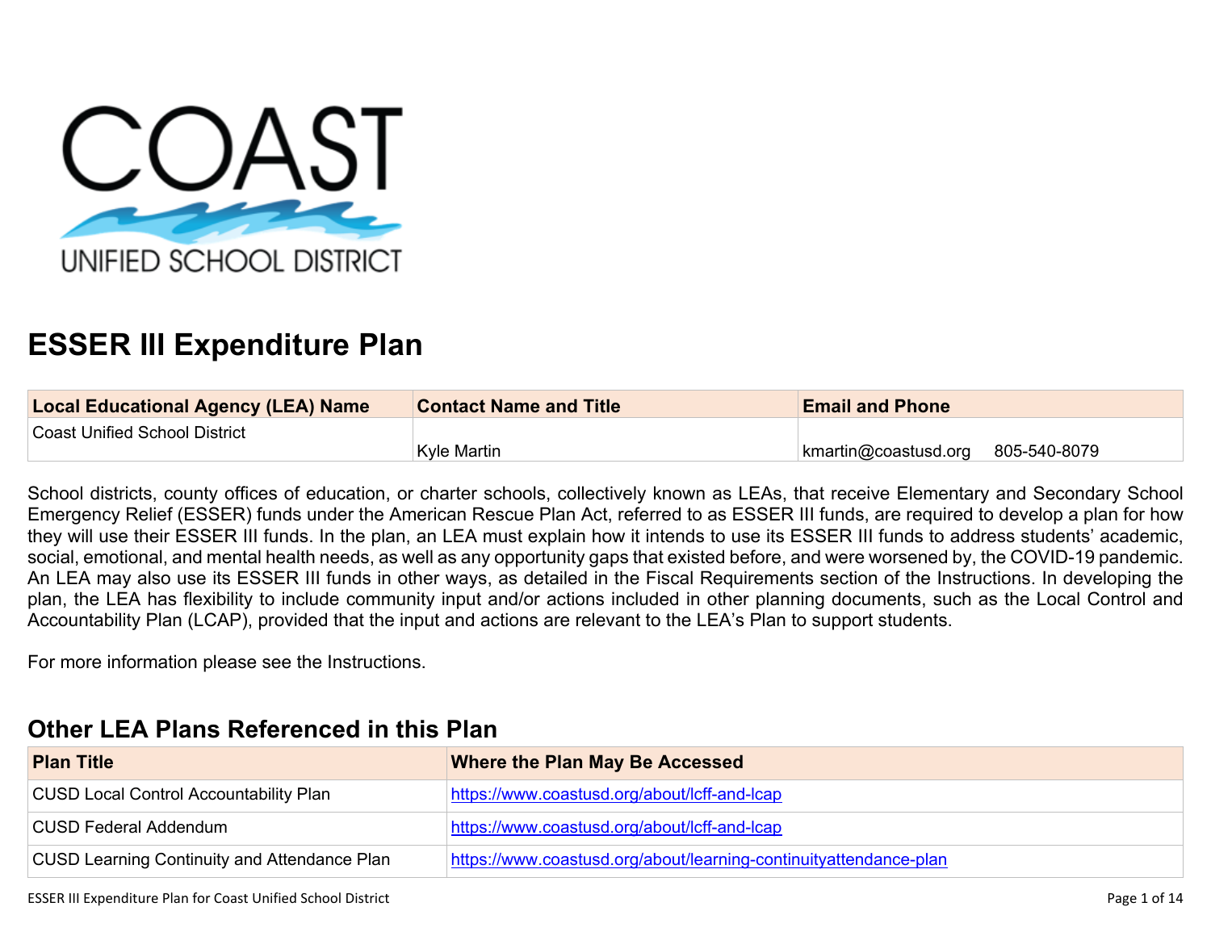# ESSER III Expenditure Plan

| Local Educational Agency (LEA) Name | Contact Name and Title | Email and Phone |
| --- | --- | --- |
| Coast Unified School District | Kyle Martin | kmartin@coastusd.org 805-540-8079 |

School districts, county offices of education, or charter schools, collectively known as LEAs, that receive Elementary and Secondary School Emergency Relief (ESSER) funds under the American Rescue Plan Act, referred to as ESSER III funds, are required to develop a plan for how they will use their ESSER III funds. In the plan, an LEA must explain how it intends to use its ESSER III funds to address students' academic, social, emotional, and mental health needs, as well as any opportunity gaps that existed before, and were worsened by, the COVID-19 pandemic. An LEA may also use its ESSER III funds in other ways, as detailed in the Fiscal Requirements section of the Instructions. In developing the plan, the LEA has flexibility to include community input and/or actions included in other planning documents, such as the Local Control and Accountability Plan (LCAP), provided that the input and actions are relevant to the LEA's Plan to support students.

For more information please see the Instructions.

## Other LEA Plans Referenced in this Plan

| Plan Title | Where the Plan May Be Accessed |
| --- | --- |
| CUSD Local Control Accountability Plan | https://www.coastusd.org/about/lcff-and-lcap |
| CUSD Federal Addendum | https://www.coastusd.org/about/lcff-and-lcap |
| CUSD Learning Continuity and Attendance Plan | https://www.coastusd.org/about/learning-continuityattendance-plan |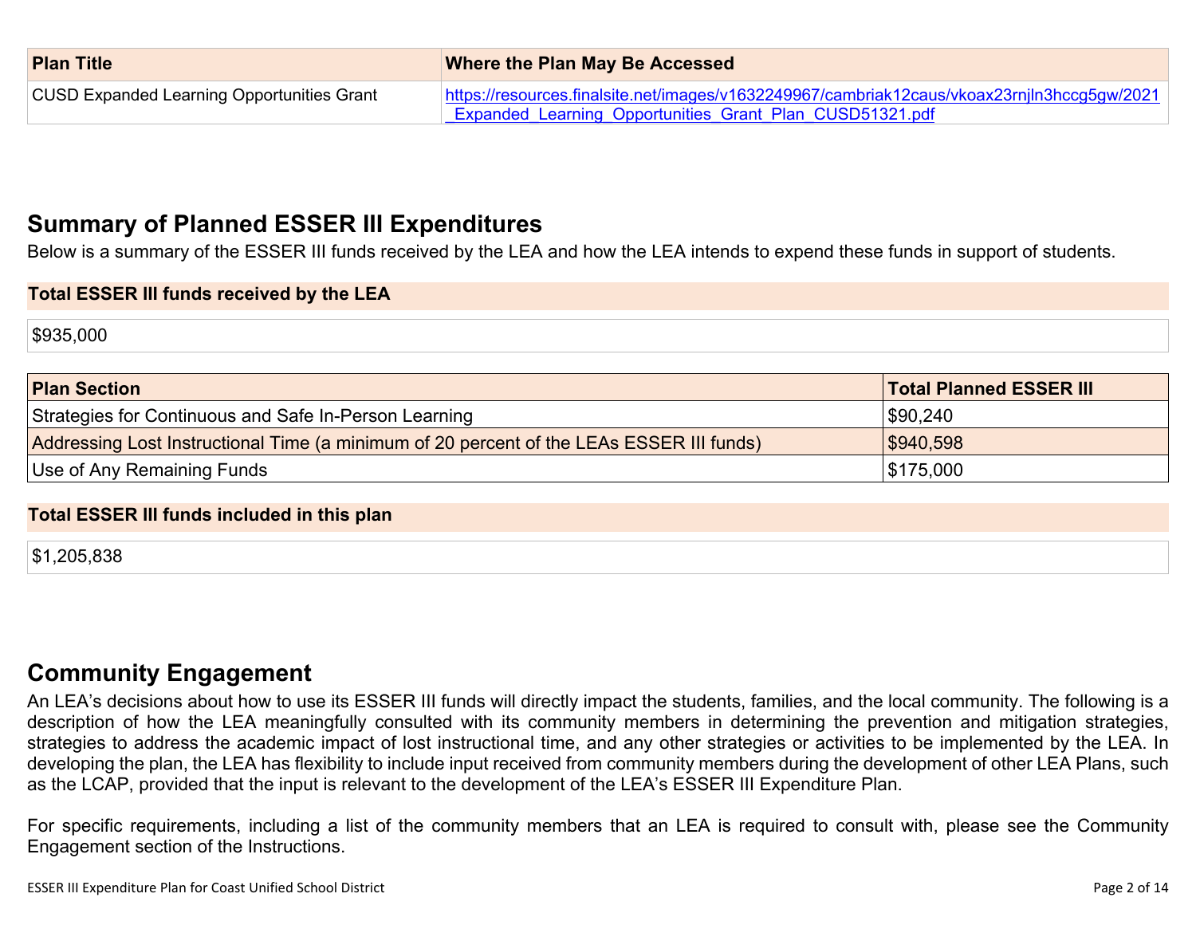| Plan Title | Where the Plan May Be Accessed |
|---|---|
| CUSD Expanded Learning Opportunities Grant | https://resources.finalsite.net/images/v1632249967/cambriak12caus/vkoax23rnjln3hccg5gw/2021_Expanded_Learning_Opportunities_Grant_Plan_CUSD51321.pdf |

## Summary of Planned ESSER III Expenditures

Below is a summary of the ESSER III funds received by the LEA and how the LEA intends to expend these funds in support of students.

**Total ESSER III funds received by the LEA**

$935,000

| Plan Section | Total Planned ESSER III |
|---|---|
| Strategies for Continuous and Safe In-Person Learning | $90,240 |
| Addressing Lost Instructional Time (a minimum of 20 percent of the LEAs ESSER III funds) | $940,598 |
| Use of Any Remaining Funds | $175,000 |

**Total ESSER III funds included in this plan**

$1,205,838

## Community Engagement

An LEA's decisions about how to use its ESSER III funds will directly impact the students, families, and the local community. The following is a description of how the LEA meaningfully consulted with its community members in determining the prevention and mitigation strategies, strategies to address the academic impact of lost instructional time, and any other strategies or activities to be implemented by the LEA. In developing the plan, the LEA has flexibility to include input received from community members during the development of other LEA Plans, such as the LCAP, provided that the input is relevant to the development of the LEA's ESSER III Expenditure Plan.

For specific requirements, including a list of the community members that an LEA is required to consult with, please see the Community Engagement section of the Instructions.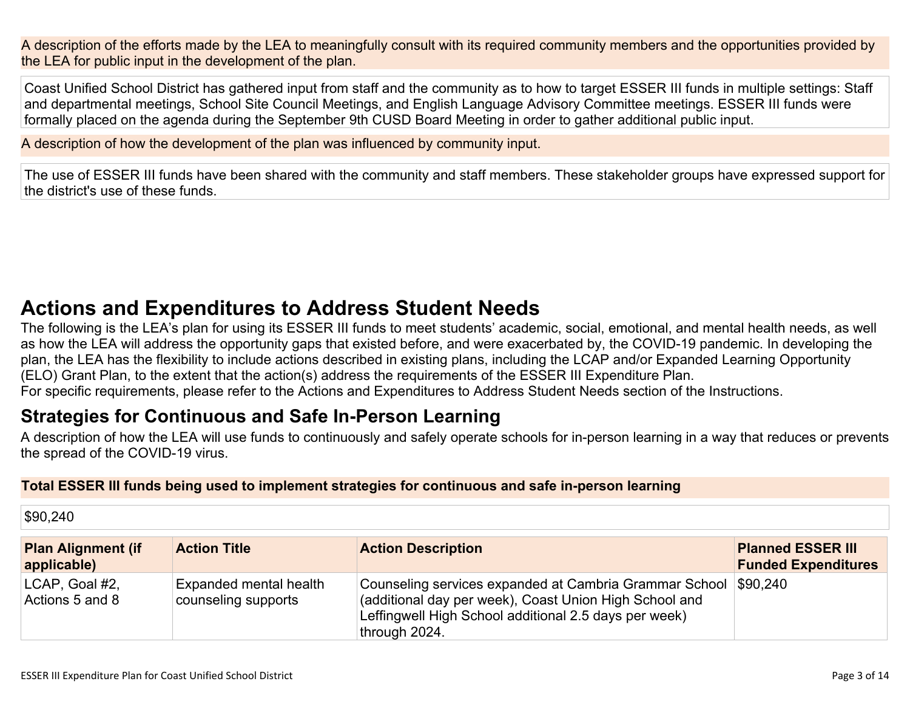A description of the efforts made by the LEA to meaningfully consult with its required community members and the opportunities provided by the LEA for public input in the development of the plan.

Coast Unified School District has gathered input from staff and the community as to how to target ESSER III funds in multiple settings: Staff and departmental meetings, School Site Council Meetings, and English Language Advisory Committee meetings. ESSER III funds were formally placed on the agenda during the September 9th CUSD Board Meeting in order to gather additional public input.

A description of how the development of the plan was influenced by community input.

The use of ESSER III funds have been shared with the community and staff members. These stakeholder groups have expressed support for the district's use of these funds.

# Actions and Expenditures to Address Student Needs

The following is the LEA's plan for using its ESSER III funds to meet students' academic, social, emotional, and mental health needs, as well as how the LEA will address the opportunity gaps that existed before, and were exacerbated by, the COVID-19 pandemic. In developing the plan, the LEA has the flexibility to include actions described in existing plans, including the LCAP and/or Expanded Learning Opportunity (ELO) Grant Plan, to the extent that the action(s) address the requirements of the ESSER III Expenditure Plan.
For specific requirements, please refer to the Actions and Expenditures to Address Student Needs section of the Instructions.

## Strategies for Continuous and Safe In-Person Learning

A description of how the LEA will use funds to continuously and safely operate schools for in-person learning in a way that reduces or prevents the spread of the COVID-19 virus.

**Total ESSER III funds being used to implement strategies for continuous and safe in-person learning**

$90,240

| Plan Alignment (if applicable) | Action Title | Action Description | Planned ESSER III Funded Expenditures |
|---|---|---|---|
| LCAP, Goal #2, Actions 5 and 8 | Expanded mental health counseling supports | Counseling services expanded at Cambria Grammar School (additional day per week), Coast Union High School and Leffingwell High School additional 2.5 days per week) through 2024. | $90,240 |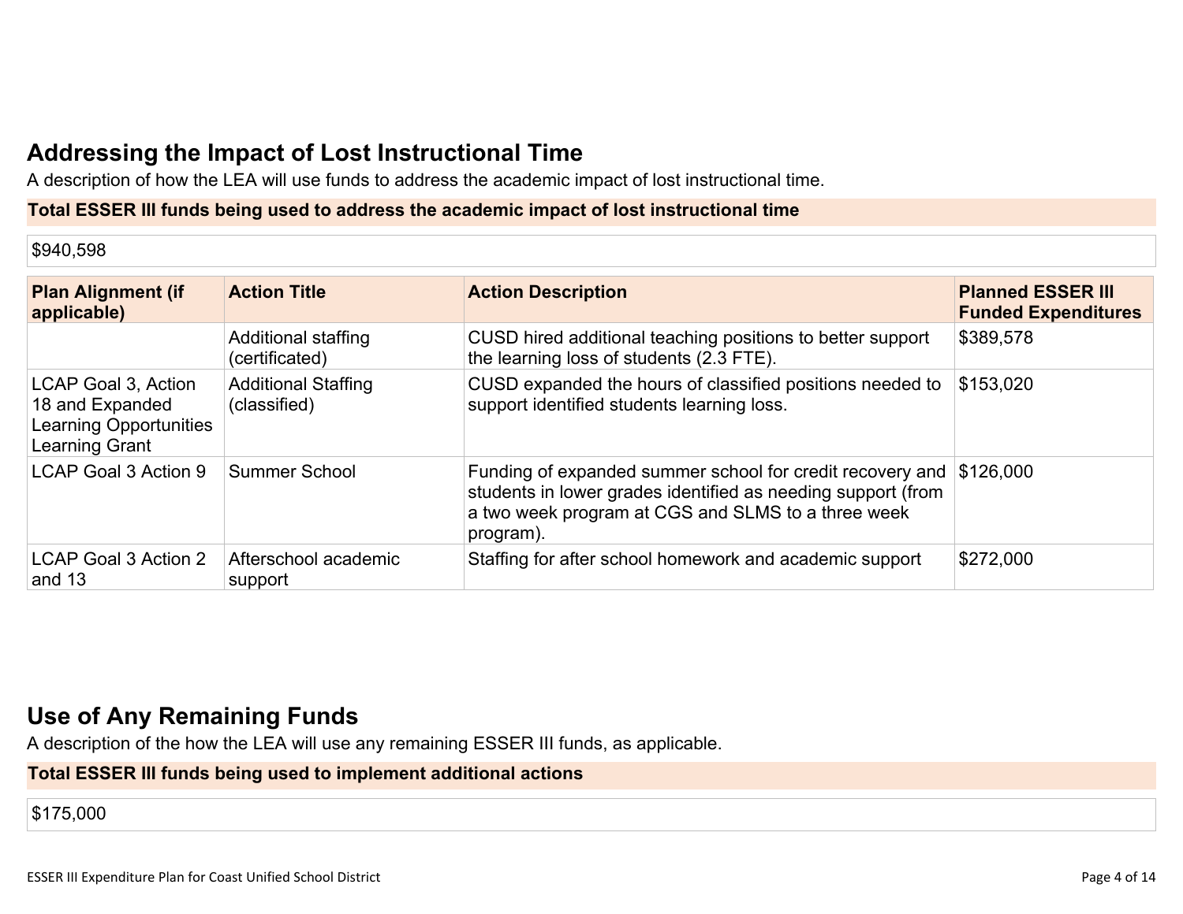## Addressing the Impact of Lost Instructional Time

A description of how the LEA will use funds to address the academic impact of lost instructional time.

**Total ESSER III funds being used to address the academic impact of lost instructional time**

$940,598

| Plan Alignment (if applicable) | Action Title | Action Description | Planned ESSER III Funded Expenditures |
|---|---|---|---|
| | Additional staffing (certificated) | CUSD hired additional teaching positions to better support the learning loss of students (2.3 FTE). | $389,578 |
| LCAP Goal 3, Action 18 and Expanded Learning Opportunities Learning Grant | Additional Staffing (classified) | CUSD expanded the hours of classified positions needed to support identified students learning loss. | $153,020 |
| LCAP Goal 3 Action 9 | Summer School | Funding of expanded summer school for credit recovery and students in lower grades identified as needing support (from a two week program at CGS and SLMS to a three week program). | $126,000 |
| LCAP Goal 3 Action 2 and 13 | Afterschool academic support | Staffing for after school homework and academic support | $272,000 |

## Use of Any Remaining Funds

A description of the how the LEA will use any remaining ESSER III funds, as applicable.

**Total ESSER III funds being used to implement additional actions**

$175,000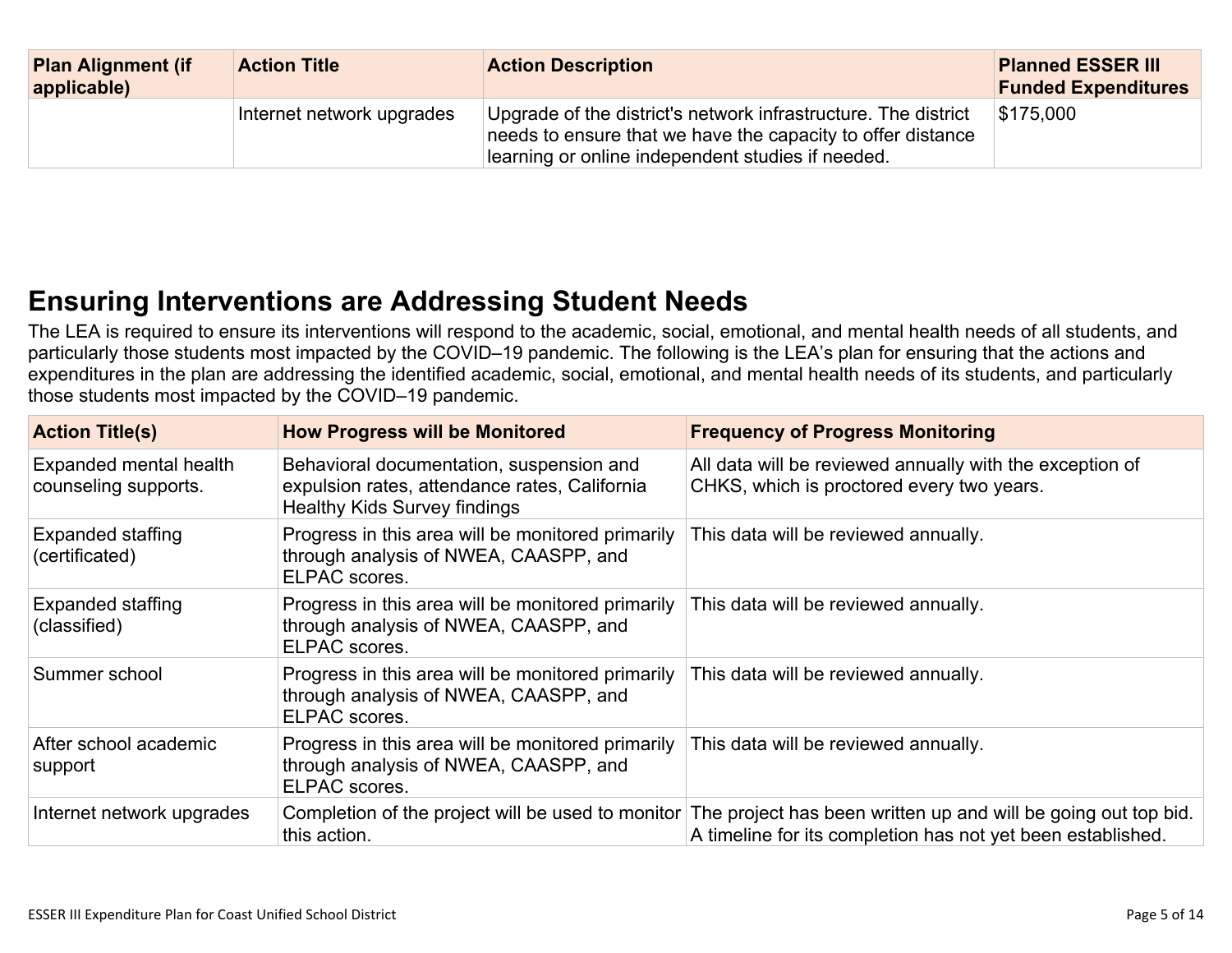| Plan Alignment (if applicable) | Action Title | Action Description | Planned ESSER III Funded Expenditures |
|---|---|---|---|
| | Internet network upgrades | Upgrade of the district's network infrastructure. The district needs to ensure that we have the capacity to offer distance learning or online independent studies if needed. | $175,000 |

## Ensuring Interventions are Addressing Student Needs

The LEA is required to ensure its interventions will respond to the academic, social, emotional, and mental health needs of all students, and particularly those students most impacted by the COVID–19 pandemic. The following is the LEA's plan for ensuring that the actions and expenditures in the plan are addressing the identified academic, social, emotional, and mental health needs of its students, and particularly those students most impacted by the COVID–19 pandemic.

| Action Title(s) | How Progress will be Monitored | Frequency of Progress Monitoring |
|---|---|---|
| Expanded mental health counseling supports. | Behavioral documentation, suspension and expulsion rates, attendance rates, California Healthy Kids Survey findings | All data will be reviewed annually with the exception of CHKS, which is proctored every two years. |
| Expanded staffing (certificated) | Progress in this area will be monitored primarily through analysis of NWEA, CAASPP, and ELPAC scores. | This data will be reviewed annually. |
| Expanded staffing (classified) | Progress in this area will be monitored primarily through analysis of NWEA, CAASPP, and ELPAC scores. | This data will be reviewed annually. |
| Summer school | Progress in this area will be monitored primarily through analysis of NWEA, CAASPP, and ELPAC scores. | This data will be reviewed annually. |
| After school academic support | Progress in this area will be monitored primarily through analysis of NWEA, CAASPP, and ELPAC scores. | This data will be reviewed annually. |
| Internet network upgrades | Completion of the project will be used to monitor this action. | The project has been written up and will be going out top bid. A timeline for its completion has not yet been established. |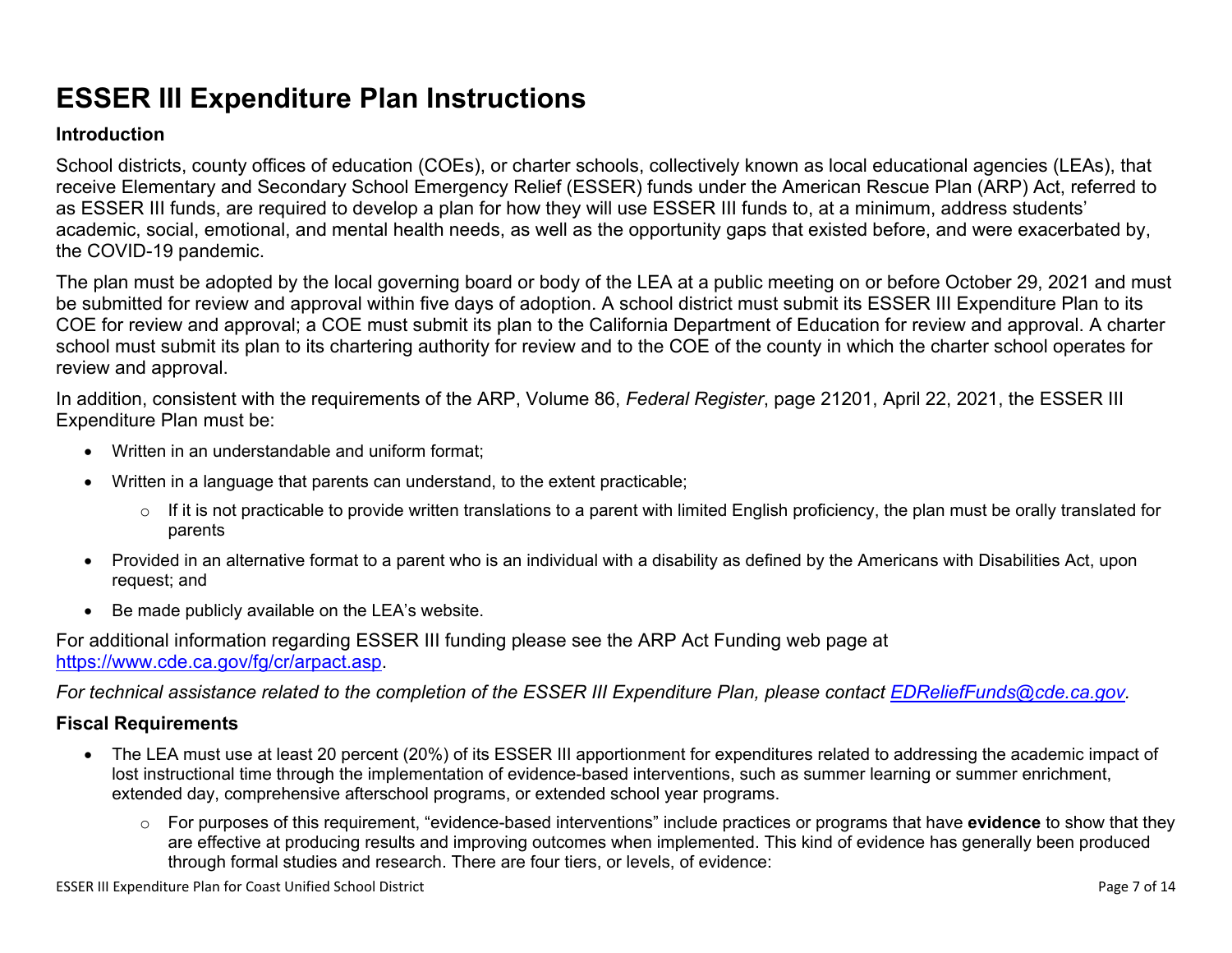# ESSER III Expenditure Plan Instructions

## Introduction

School districts, county offices of education (COEs), or charter schools, collectively known as local educational agencies (LEAs), that receive Elementary and Secondary School Emergency Relief (ESSER) funds under the American Rescue Plan (ARP) Act, referred to as ESSER III funds, are required to develop a plan for how they will use ESSER III funds to, at a minimum, address students' academic, social, emotional, and mental health needs, as well as the opportunity gaps that existed before, and were exacerbated by, the COVID-19 pandemic.

The plan must be adopted by the local governing board or body of the LEA at a public meeting on or before October 29, 2021 and must be submitted for review and approval within five days of adoption. A school district must submit its ESSER III Expenditure Plan to its COE for review and approval; a COE must submit its plan to the California Department of Education for review and approval. A charter school must submit its plan to its chartering authority for review and to the COE of the county in which the charter school operates for review and approval.

In addition, consistent with the requirements of the ARP, Volume 86, *Federal Register*, page 21201, April 22, 2021, the ESSER III Expenditure Plan must be:

- Written in an understandable and uniform format;
- Written in a language that parents can understand, to the extent practicable;
  - If it is not practicable to provide written translations to a parent with limited English proficiency, the plan must be orally translated for parents
- Provided in an alternative format to a parent who is an individual with a disability as defined by the Americans with Disabilities Act, upon request; and
- Be made publicly available on the LEA's website.

For additional information regarding ESSER III funding please see the ARP Act Funding web page at [https://www.cde.ca.gov/fg/cr/arpact.asp](https://www.cde.ca.gov/fg/cr/arpact.asp).

*For technical assistance related to the completion of the ESSER III Expenditure Plan, please contact [EDReliefFunds@cde.ca.gov](mailto:EDReliefFunds@cde.ca.gov).*

## Fiscal Requirements

- The LEA must use at least 20 percent (20%) of its ESSER III apportionment for expenditures related to addressing the academic impact of lost instructional time through the implementation of evidence-based interventions, such as summer learning or summer enrichment, extended day, comprehensive afterschool programs, or extended school year programs.
  - For purposes of this requirement, "evidence-based interventions" include practices or programs that have **evidence** to show that they are effective at producing results and improving outcomes when implemented. This kind of evidence has generally been produced through formal studies and research. There are four tiers, or levels, of evidence: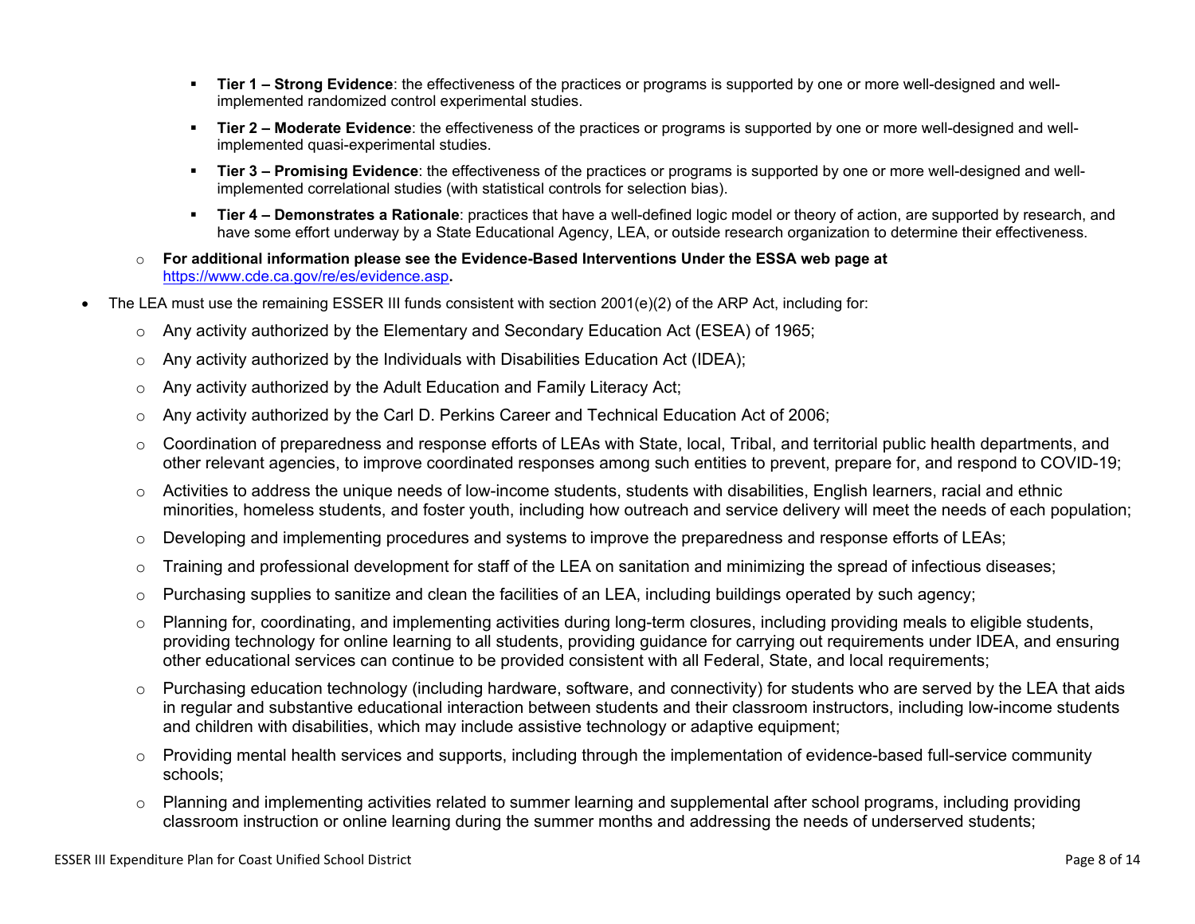- **Tier 1 – Strong Evidence**: the effectiveness of the practices or programs is supported by one or more well-designed and well-implemented randomized control experimental studies.
    - **Tier 2 – Moderate Evidence**: the effectiveness of the practices or programs is supported by one or more well-designed and well-implemented quasi-experimental studies.
    - **Tier 3 – Promising Evidence**: the effectiveness of the practices or programs is supported by one or more well-designed and well-implemented correlational studies (with statistical controls for selection bias).
    - **Tier 4 – Demonstrates a Rationale**: practices that have a well-defined logic model or theory of action, are supported by research, and have some effort underway by a State Educational Agency, LEA, or outside research organization to determine their effectiveness.
  - **For additional information please see the Evidence-Based Interventions Under the ESSA web page at [https://www.cde.ca.gov/re/es/evidence.asp](https://www.cde.ca.gov/re/es/evidence.asp).**
- The LEA must use the remaining ESSER III funds consistent with section 2001(e)(2) of the ARP Act, including for:
  - Any activity authorized by the Elementary and Secondary Education Act (ESEA) of 1965;
  - Any activity authorized by the Individuals with Disabilities Education Act (IDEA);
  - Any activity authorized by the Adult Education and Family Literacy Act;
  - Any activity authorized by the Carl D. Perkins Career and Technical Education Act of 2006;
  - Coordination of preparedness and response efforts of LEAs with State, local, Tribal, and territorial public health departments, and other relevant agencies, to improve coordinated responses among such entities to prevent, prepare for, and respond to COVID-19;
  - Activities to address the unique needs of low-income students, students with disabilities, English learners, racial and ethnic minorities, homeless students, and foster youth, including how outreach and service delivery will meet the needs of each population;
  - Developing and implementing procedures and systems to improve the preparedness and response efforts of LEAs;
  - Training and professional development for staff of the LEA on sanitation and minimizing the spread of infectious diseases;
  - Purchasing supplies to sanitize and clean the facilities of an LEA, including buildings operated by such agency;
  - Planning for, coordinating, and implementing activities during long-term closures, including providing meals to eligible students, providing technology for online learning to all students, providing guidance for carrying out requirements under IDEA, and ensuring other educational services can continue to be provided consistent with all Federal, State, and local requirements;
  - Purchasing education technology (including hardware, software, and connectivity) for students who are served by the LEA that aids in regular and substantive educational interaction between students and their classroom instructors, including low-income students and children with disabilities, which may include assistive technology or adaptive equipment;
  - Providing mental health services and supports, including through the implementation of evidence-based full-service community schools;
  - Planning and implementing activities related to summer learning and supplemental after school programs, including providing classroom instruction or online learning during the summer months and addressing the needs of underserved students;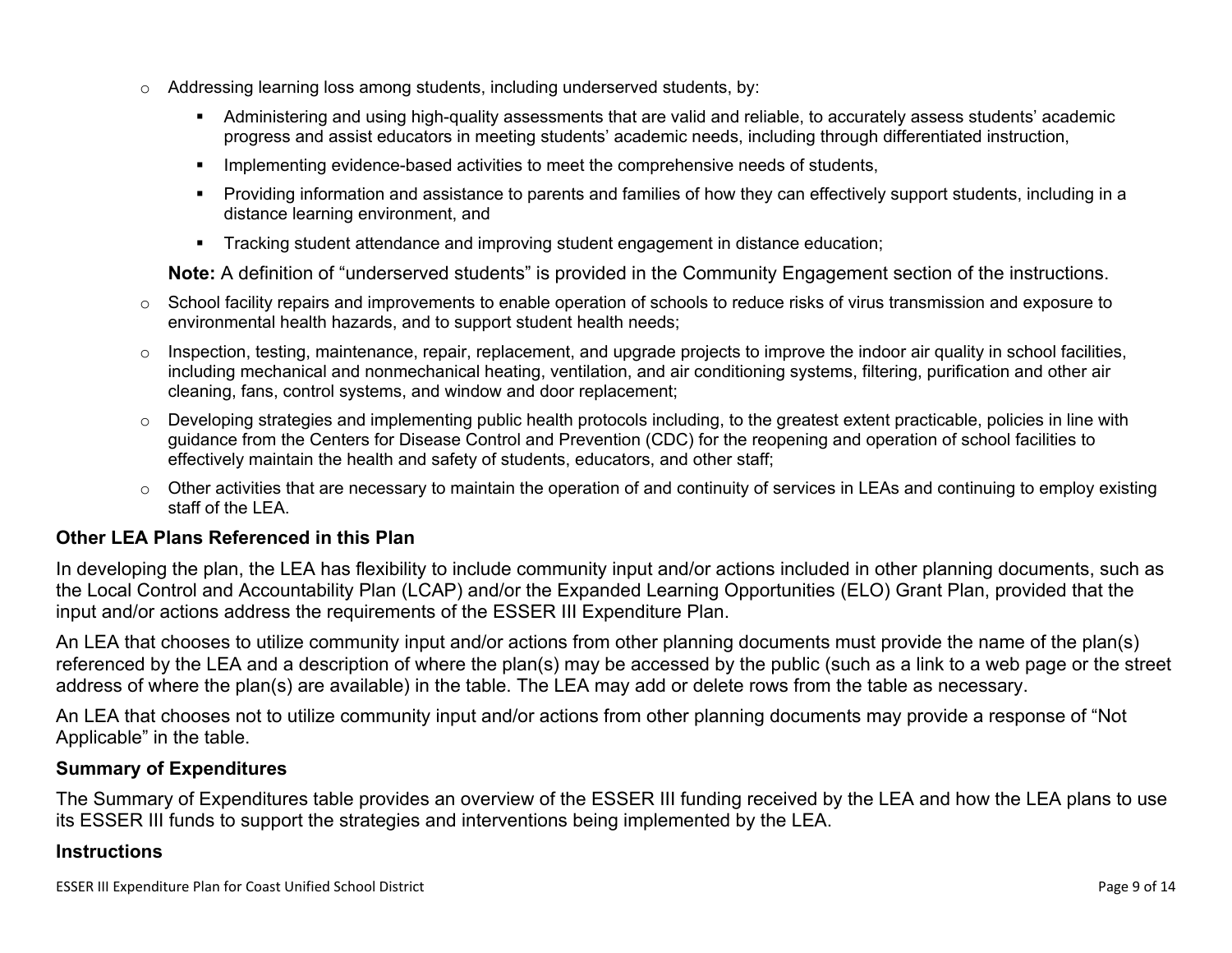- Addressing learning loss among students, including underserved students, by:
  - Administering and using high-quality assessments that are valid and reliable, to accurately assess students' academic progress and assist educators in meeting students' academic needs, including through differentiated instruction,
  - Implementing evidence-based activities to meet the comprehensive needs of students,
  - Providing information and assistance to parents and families of how they can effectively support students, including in a distance learning environment, and
  - Tracking student attendance and improving student engagement in distance education;

  **Note:** A definition of "underserved students" is provided in the Community Engagement section of the instructions.
- School facility repairs and improvements to enable operation of schools to reduce risks of virus transmission and exposure to environmental health hazards, and to support student health needs;
- Inspection, testing, maintenance, repair, replacement, and upgrade projects to improve the indoor air quality in school facilities, including mechanical and nonmechanical heating, ventilation, and air conditioning systems, filtering, purification and other air cleaning, fans, control systems, and window and door replacement;
- Developing strategies and implementing public health protocols including, to the greatest extent practicable, policies in line with guidance from the Centers for Disease Control and Prevention (CDC) for the reopening and operation of school facilities to effectively maintain the health and safety of students, educators, and other staff;
- Other activities that are necessary to maintain the operation of and continuity of services in LEAs and continuing to employ existing staff of the LEA.

### Other LEA Plans Referenced in this Plan

In developing the plan, the LEA has flexibility to include community input and/or actions included in other planning documents, such as the Local Control and Accountability Plan (LCAP) and/or the Expanded Learning Opportunities (ELO) Grant Plan, provided that the input and/or actions address the requirements of the ESSER III Expenditure Plan.

An LEA that chooses to utilize community input and/or actions from other planning documents must provide the name of the plan(s) referenced by the LEA and a description of where the plan(s) may be accessed by the public (such as a link to a web page or the street address of where the plan(s) are available) in the table. The LEA may add or delete rows from the table as necessary.

An LEA that chooses not to utilize community input and/or actions from other planning documents may provide a response of "Not Applicable" in the table.

### Summary of Expenditures

The Summary of Expenditures table provides an overview of the ESSER III funding received by the LEA and how the LEA plans to use its ESSER III funds to support the strategies and interventions being implemented by the LEA.

### Instructions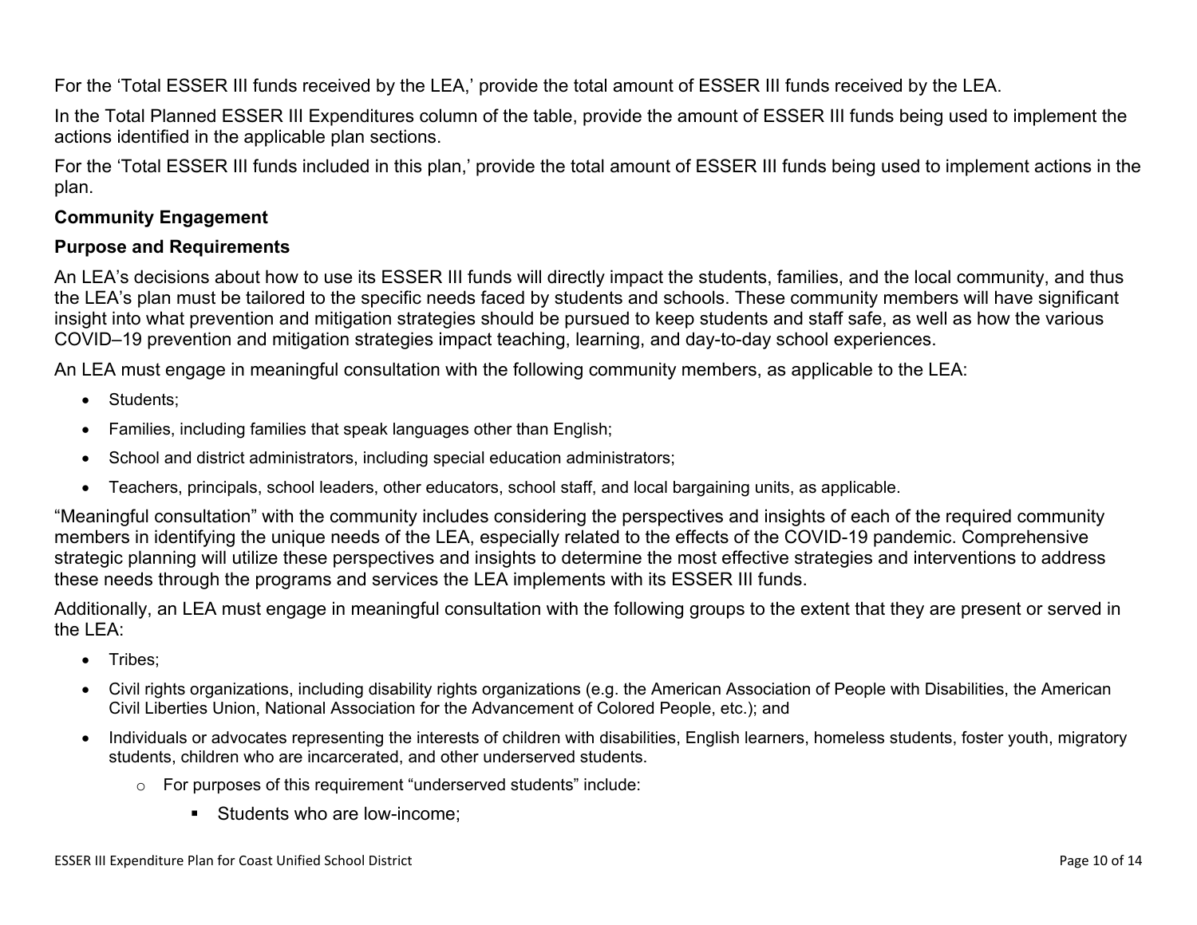For the 'Total ESSER III funds received by the LEA,' provide the total amount of ESSER III funds received by the LEA.

In the Total Planned ESSER III Expenditures column of the table, provide the amount of ESSER III funds being used to implement the actions identified in the applicable plan sections.

For the 'Total ESSER III funds included in this plan,' provide the total amount of ESSER III funds being used to implement actions in the plan.

**Community Engagement**

**Purpose and Requirements**

An LEA's decisions about how to use its ESSER III funds will directly impact the students, families, and the local community, and thus the LEA's plan must be tailored to the specific needs faced by students and schools. These community members will have significant insight into what prevention and mitigation strategies should be pursued to keep students and staff safe, as well as how the various COVID–19 prevention and mitigation strategies impact teaching, learning, and day-to-day school experiences.

An LEA must engage in meaningful consultation with the following community members, as applicable to the LEA:

- Students;
- Families, including families that speak languages other than English;
- School and district administrators, including special education administrators;
- Teachers, principals, school leaders, other educators, school staff, and local bargaining units, as applicable.

"Meaningful consultation" with the community includes considering the perspectives and insights of each of the required community members in identifying the unique needs of the LEA, especially related to the effects of the COVID-19 pandemic. Comprehensive strategic planning will utilize these perspectives and insights to determine the most effective strategies and interventions to address these needs through the programs and services the LEA implements with its ESSER III funds.

Additionally, an LEA must engage in meaningful consultation with the following groups to the extent that they are present or served in the LEA:

- Tribes;
- Civil rights organizations, including disability rights organizations (e.g. the American Association of People with Disabilities, the American Civil Liberties Union, National Association for the Advancement of Colored People, etc.); and
- Individuals or advocates representing the interests of children with disabilities, English learners, homeless students, foster youth, migratory students, children who are incarcerated, and other underserved students.
  - For purposes of this requirement "underserved students" include:
    - Students who are low-income;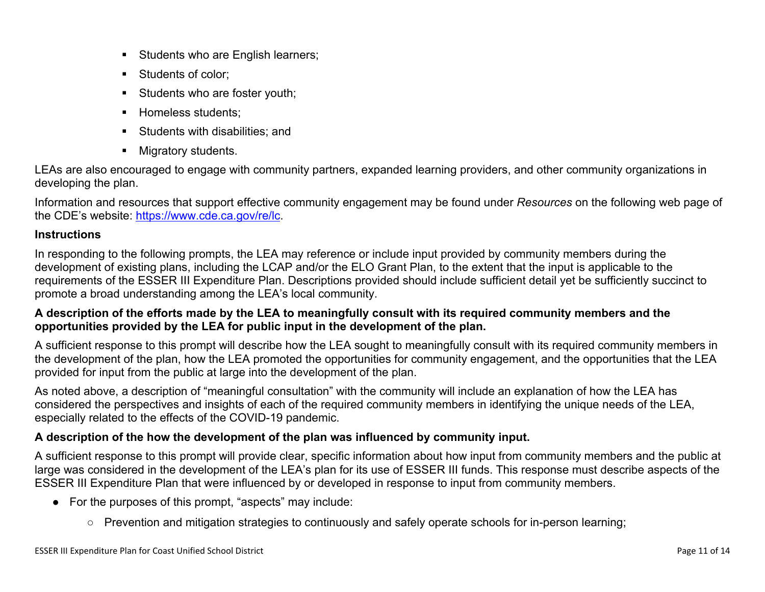- Students who are English learners;
- Students of color;
- Students who are foster youth;
- Homeless students;
- Students with disabilities; and
- Migratory students.

LEAs are also encouraged to engage with community partners, expanded learning providers, and other community organizations in developing the plan.

Information and resources that support effective community engagement may be found under *Resources* on the following web page of the CDE's website: [https://www.cde.ca.gov/re/lc](https://www.cde.ca.gov/re/lc).

**Instructions**

In responding to the following prompts, the LEA may reference or include input provided by community members during the development of existing plans, including the LCAP and/or the ELO Grant Plan, to the extent that the input is applicable to the requirements of the ESSER III Expenditure Plan. Descriptions provided should include sufficient detail yet be sufficiently succinct to promote a broad understanding among the LEA's local community.

**A description of the efforts made by the LEA to meaningfully consult with its required community members and the opportunities provided by the LEA for public input in the development of the plan.**

A sufficient response to this prompt will describe how the LEA sought to meaningfully consult with its required community members in the development of the plan, how the LEA promoted the opportunities for community engagement, and the opportunities that the LEA provided for input from the public at large into the development of the plan.

As noted above, a description of "meaningful consultation" with the community will include an explanation of how the LEA has considered the perspectives and insights of each of the required community members in identifying the unique needs of the LEA, especially related to the effects of the COVID-19 pandemic.

**A description of the how the development of the plan was influenced by community input.**

A sufficient response to this prompt will provide clear, specific information about how input from community members and the public at large was considered in the development of the LEA's plan for its use of ESSER III funds. This response must describe aspects of the ESSER III Expenditure Plan that were influenced by or developed in response to input from community members.

- For the purposes of this prompt, "aspects" may include:
  - Prevention and mitigation strategies to continuously and safely operate schools for in-person learning;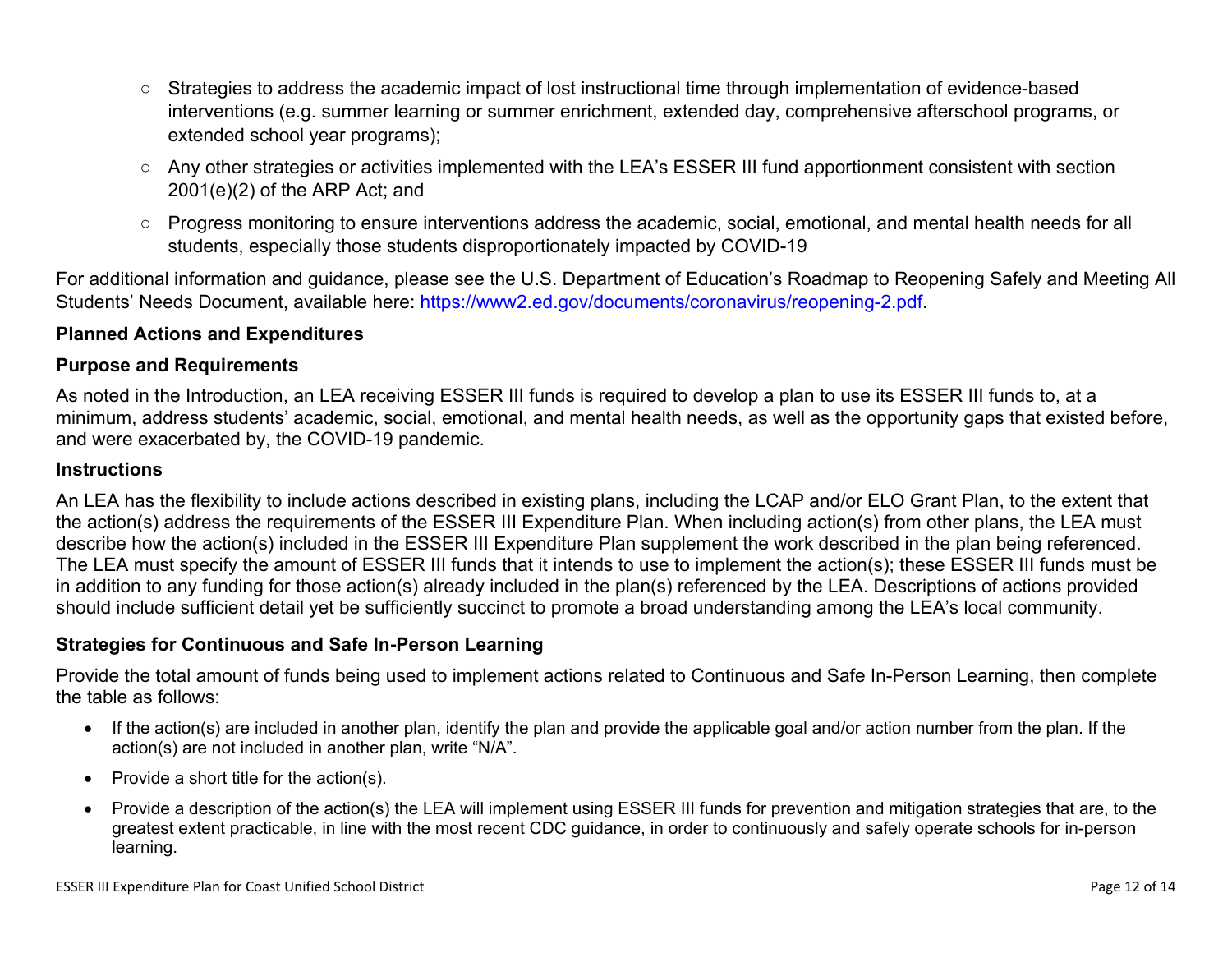- Strategies to address the academic impact of lost instructional time through implementation of evidence-based interventions (e.g. summer learning or summer enrichment, extended day, comprehensive afterschool programs, or extended school year programs);
- Any other strategies or activities implemented with the LEA's ESSER III fund apportionment consistent with section 2001(e)(2) of the ARP Act; and
- Progress monitoring to ensure interventions address the academic, social, emotional, and mental health needs for all students, especially those students disproportionately impacted by COVID-19

For additional information and guidance, please see the U.S. Department of Education's Roadmap to Reopening Safely and Meeting All Students' Needs Document, available here: [https://www2.ed.gov/documents/coronavirus/reopening-2.pdf](https://www2.ed.gov/documents/coronavirus/reopening-2.pdf).

## Planned Actions and Expenditures

### Purpose and Requirements

As noted in the Introduction, an LEA receiving ESSER III funds is required to develop a plan to use its ESSER III funds to, at a minimum, address students' academic, social, emotional, and mental health needs, as well as the opportunity gaps that existed before, and were exacerbated by, the COVID-19 pandemic.

### Instructions

An LEA has the flexibility to include actions described in existing plans, including the LCAP and/or ELO Grant Plan, to the extent that the action(s) address the requirements of the ESSER III Expenditure Plan. When including action(s) from other plans, the LEA must describe how the action(s) included in the ESSER III Expenditure Plan supplement the work described in the plan being referenced. The LEA must specify the amount of ESSER III funds that it intends to use to implement the action(s); these ESSER III funds must be in addition to any funding for those action(s) already included in the plan(s) referenced by the LEA. Descriptions of actions provided should include sufficient detail yet be sufficiently succinct to promote a broad understanding among the LEA's local community.

### Strategies for Continuous and Safe In-Person Learning

Provide the total amount of funds being used to implement actions related to Continuous and Safe In-Person Learning, then complete the table as follows:

- If the action(s) are included in another plan, identify the plan and provide the applicable goal and/or action number from the plan. If the action(s) are not included in another plan, write "N/A".
- Provide a short title for the action(s).
- Provide a description of the action(s) the LEA will implement using ESSER III funds for prevention and mitigation strategies that are, to the greatest extent practicable, in line with the most recent CDC guidance, in order to continuously and safely operate schools for in-person learning.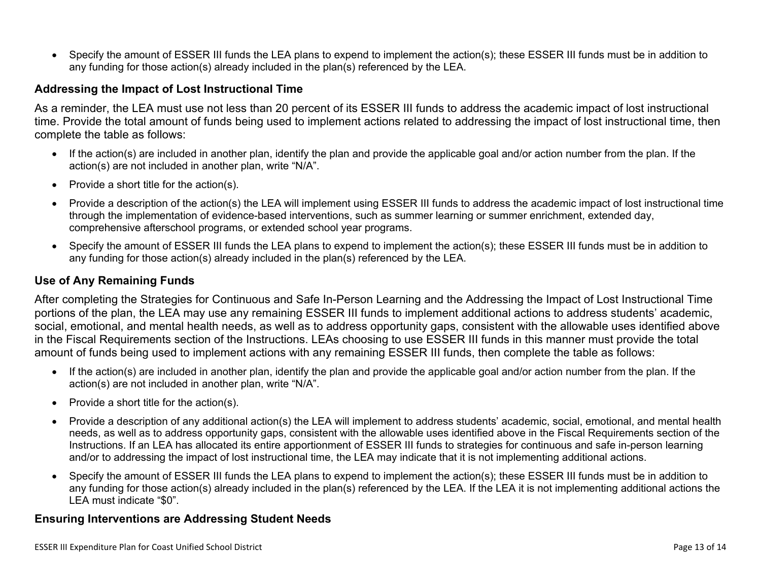- Specify the amount of ESSER III funds the LEA plans to expend to implement the action(s); these ESSER III funds must be in addition to any funding for those action(s) already included in the plan(s) referenced by the LEA.

### Addressing the Impact of Lost Instructional Time

As a reminder, the LEA must use not less than 20 percent of its ESSER III funds to address the academic impact of lost instructional time. Provide the total amount of funds being used to implement actions related to addressing the impact of lost instructional time, then complete the table as follows:

- If the action(s) are included in another plan, identify the plan and provide the applicable goal and/or action number from the plan. If the action(s) are not included in another plan, write "N/A".
- Provide a short title for the action(s).
- Provide a description of the action(s) the LEA will implement using ESSER III funds to address the academic impact of lost instructional time through the implementation of evidence-based interventions, such as summer learning or summer enrichment, extended day, comprehensive afterschool programs, or extended school year programs.
- Specify the amount of ESSER III funds the LEA plans to expend to implement the action(s); these ESSER III funds must be in addition to any funding for those action(s) already included in the plan(s) referenced by the LEA.

### Use of Any Remaining Funds

After completing the Strategies for Continuous and Safe In-Person Learning and the Addressing the Impact of Lost Instructional Time portions of the plan, the LEA may use any remaining ESSER III funds to implement additional actions to address students' academic, social, emotional, and mental health needs, as well as to address opportunity gaps, consistent with the allowable uses identified above in the Fiscal Requirements section of the Instructions. LEAs choosing to use ESSER III funds in this manner must provide the total amount of funds being used to implement actions with any remaining ESSER III funds, then complete the table as follows:

- If the action(s) are included in another plan, identify the plan and provide the applicable goal and/or action number from the plan. If the action(s) are not included in another plan, write "N/A".
- Provide a short title for the action(s).
- Provide a description of any additional action(s) the LEA will implement to address students' academic, social, emotional, and mental health needs, as well as to address opportunity gaps, consistent with the allowable uses identified above in the Fiscal Requirements section of the Instructions. If an LEA has allocated its entire apportionment of ESSER III funds to strategies for continuous and safe in-person learning and/or to addressing the impact of lost instructional time, the LEA may indicate that it is not implementing additional actions.
- Specify the amount of ESSER III funds the LEA plans to expend to implement the action(s); these ESSER III funds must be in addition to any funding for those action(s) already included in the plan(s) referenced by the LEA. If the LEA it is not implementing additional actions the LEA must indicate "$0".

### Ensuring Interventions are Addressing Student Needs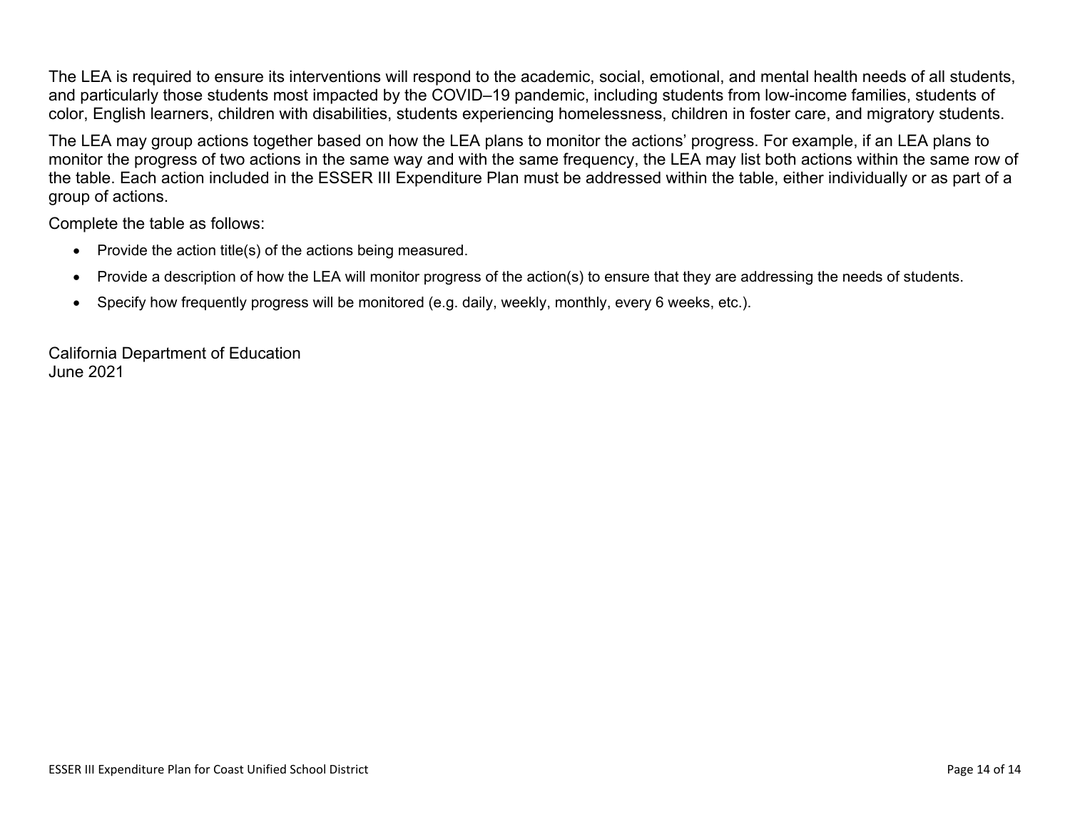The LEA is required to ensure its interventions will respond to the academic, social, emotional, and mental health needs of all students, and particularly those students most impacted by the COVID–19 pandemic, including students from low-income families, students of color, English learners, children with disabilities, students experiencing homelessness, children in foster care, and migratory students.

The LEA may group actions together based on how the LEA plans to monitor the actions' progress. For example, if an LEA plans to monitor the progress of two actions in the same way and with the same frequency, the LEA may list both actions within the same row of the table. Each action included in the ESSER III Expenditure Plan must be addressed within the table, either individually or as part of a group of actions.

Complete the table as follows:

- Provide the action title(s) of the actions being measured.
- Provide a description of how the LEA will monitor progress of the action(s) to ensure that they are addressing the needs of students.
- Specify how frequently progress will be monitored (e.g. daily, weekly, monthly, every 6 weeks, etc.).

California Department of Education
June 2021